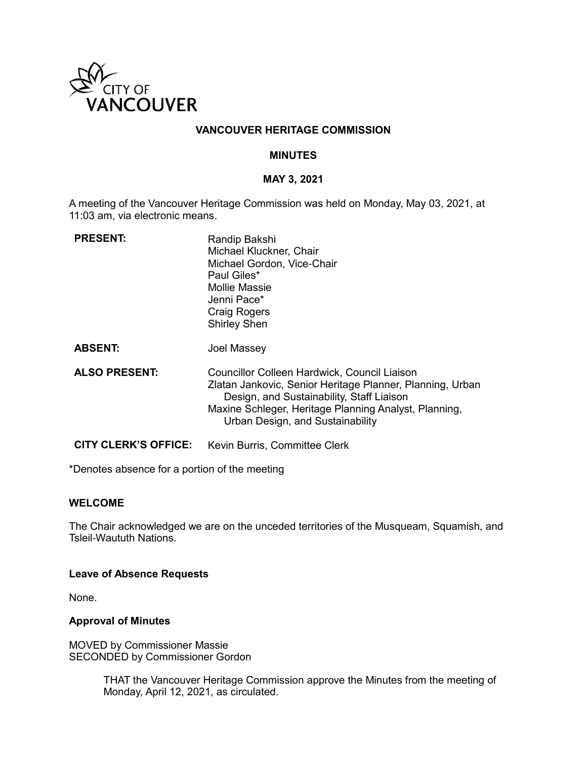CITY OF VANCOUVER

# VANCOUVER HERITAGE COMMISSION

## MINUTES

### MAY 3, 2021

A meeting of the Vancouver Heritage Commission was held on Monday, May 03, 2021, at 11:03 am, via electronic means.

| | |
|---|---|
| **PRESENT:** | Randip Bakshi<br>Michael Kluckner, Chair<br>Michael Gordon, Vice-Chair<br>Paul Giles*<br>Mollie Massie<br>Jenni Pace*<br>Craig Rogers<br>Shirley Shen |
| **ABSENT:** | Joel Massey |
| **ALSO PRESENT:** | Councillor Colleen Hardwick, Council Liaison<br>Zlatan Jankovic, Senior Heritage Planner, Planning, Urban Design, and Sustainability, Staff Liaison<br>Maxine Schleger, Heritage Planning Analyst, Planning, Urban Design, and Sustainability |
| **CITY CLERK'S OFFICE:** | Kevin Burris, Committee Clerk |

*Denotes absence for a portion of the meeting

**WELCOME**

The Chair acknowledged we are on the unceded territories of the Musqueam, Squamish, and Tsleil-Waututh Nations.

**Leave of Absence Requests**

None.

**Approval of Minutes**

MOVED by Commissioner Massie
SECONDED by Commissioner Gordon

> THAT the Vancouver Heritage Commission approve the Minutes from the meeting of Monday, April 12, 2021, as circulated.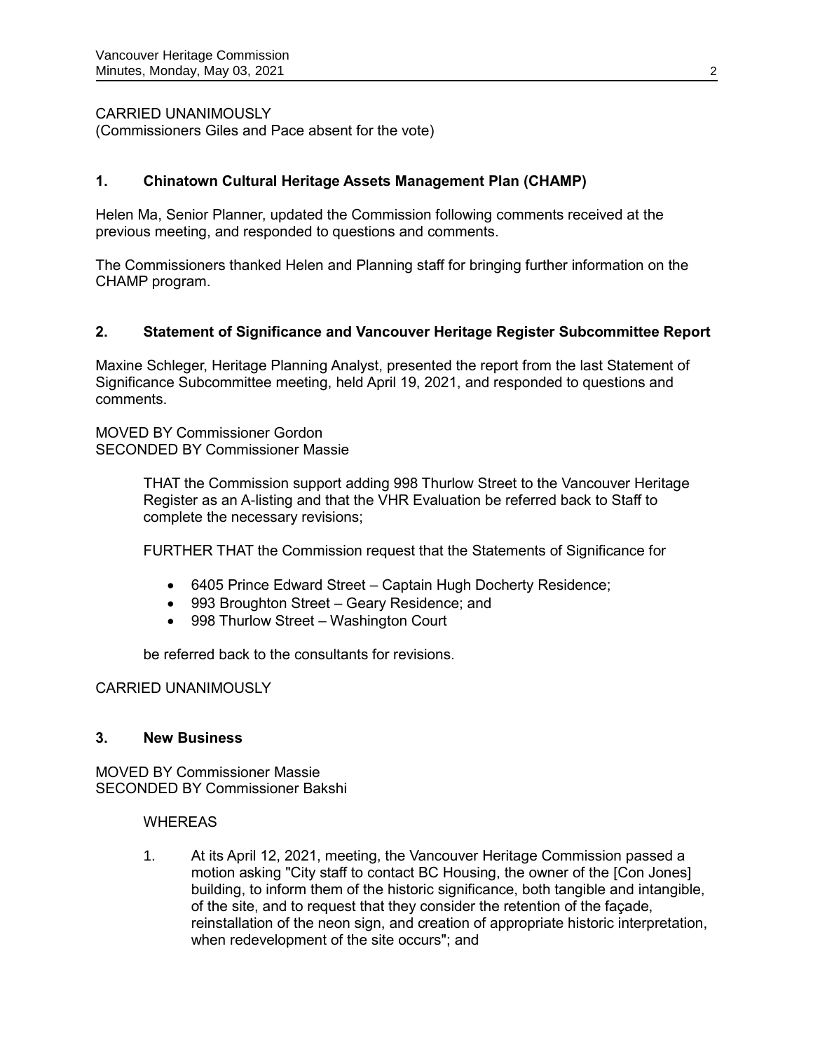CARRIED UNANIMOUSLY
(Commissioners Giles and Pace absent for the vote)

## 1. Chinatown Cultural Heritage Assets Management Plan (CHAMP)

Helen Ma, Senior Planner, updated the Commission following comments received at the previous meeting, and responded to questions and comments.

The Commissioners thanked Helen and Planning staff for bringing further information on the CHAMP program.

## 2. Statement of Significance and Vancouver Heritage Register Subcommittee Report

Maxine Schleger, Heritage Planning Analyst, presented the report from the last Statement of Significance Subcommittee meeting, held April 19, 2021, and responded to questions and comments.

MOVED BY Commissioner Gordon
SECONDED BY Commissioner Massie

> THAT the Commission support adding 998 Thurlow Street to the Vancouver Heritage Register as an A-listing and that the VHR Evaluation be referred back to Staff to complete the necessary revisions;
>
> FURTHER THAT the Commission request that the Statements of Significance for
>
> - 6405 Prince Edward Street – Captain Hugh Docherty Residence;
> - 993 Broughton Street – Geary Residence; and
> - 998 Thurlow Street – Washington Court
>
> be referred back to the consultants for revisions.

CARRIED UNANIMOUSLY

## 3. New Business

MOVED BY Commissioner Massie
SECONDED BY Commissioner Bakshi

> WHEREAS
>
> 1. At its April 12, 2021, meeting, the Vancouver Heritage Commission passed a motion asking "City staff to contact BC Housing, the owner of the [Con Jones] building, to inform them of the historic significance, both tangible and intangible, of the site, and to request that they consider the retention of the façade, reinstallation of the neon sign, and creation of appropriate historic interpretation, when redevelopment of the site occurs"; and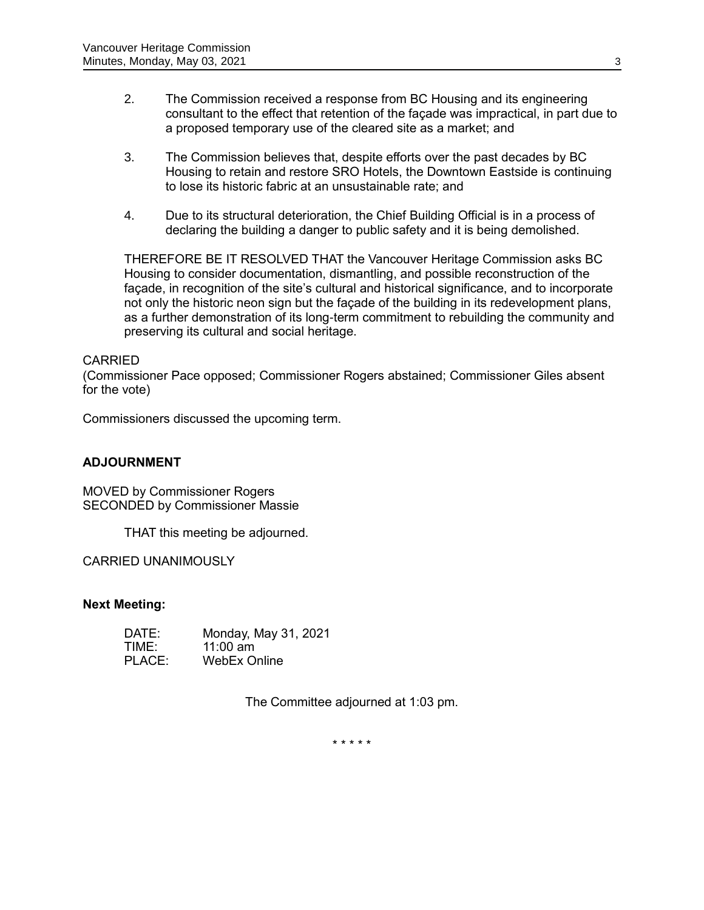2. The Commission received a response from BC Housing and its engineering consultant to the effect that retention of the façade was impractical, in part due to a proposed temporary use of the cleared site as a market; and

3. The Commission believes that, despite efforts over the past decades by BC Housing to retain and restore SRO Hotels, the Downtown Eastside is continuing to lose its historic fabric at an unsustainable rate; and

4. Due to its structural deterioration, the Chief Building Official is in a process of declaring the building a danger to public safety and it is being demolished.

THEREFORE BE IT RESOLVED THAT the Vancouver Heritage Commission asks BC Housing to consider documentation, dismantling, and possible reconstruction of the façade, in recognition of the site's cultural and historical significance, and to incorporate not only the historic neon sign but the façade of the building in its redevelopment plans, as a further demonstration of its long-term commitment to rebuilding the community and preserving its cultural and social heritage.

CARRIED
(Commissioner Pace opposed; Commissioner Rogers abstained; Commissioner Giles absent for the vote)

Commissioners discussed the upcoming term.

**ADJOURNMENT**

MOVED by Commissioner Rogers
SECONDED by Commissioner Massie

THAT this meeting be adjourned.

CARRIED UNANIMOUSLY

**Next Meeting:**

DATE: Monday, May 31, 2021
TIME: 11:00 am
PLACE: WebEx Online

The Committee adjourned at 1:03 pm.

\* \* \* \* \*